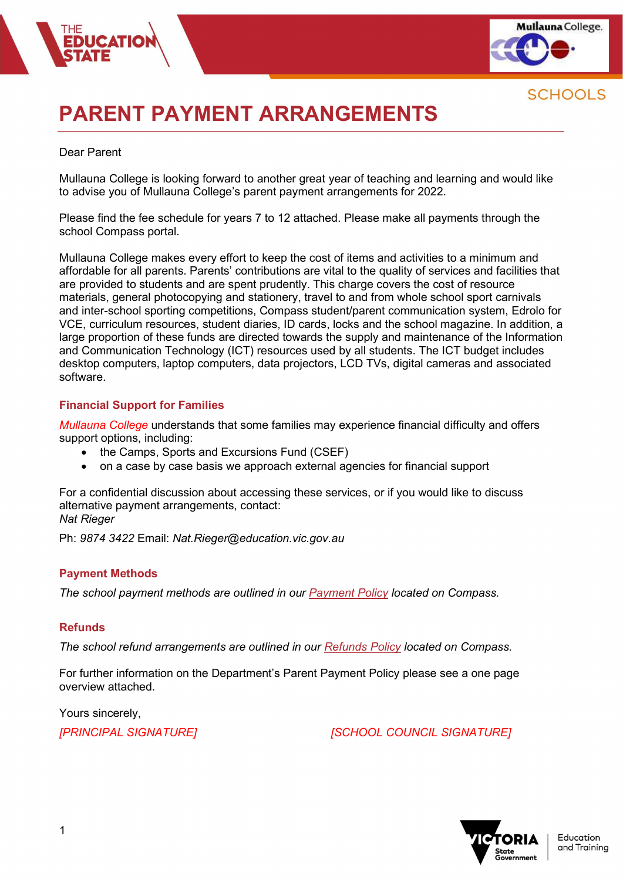# PARENT PAYMENT ARRANGEMENTS

Dear Parent

Mullauna College is looking forward to another great year of teaching and learning and would like to advise you of Mullauna College's parent payment arrangements for 2022.

Please find the fee schedule for years 7 to 12 attached. Please make all payments through the school Compass portal.

Mullauna College makes every effort to keep the cost of items and activities to a minimum and affordable for all parents. Parents' contributions are vital to the quality of services and facilities that are provided to students and are spent prudently. This charge covers the cost of resource materials, general photocopying and stationery, travel to and from whole school sport carnivals and inter-school sporting competitions, Compass student/parent communication system, Edrolo for VCE, curriculum resources, student diaries, ID cards, locks and the school magazine. In addition, a large proportion of these funds are directed towards the supply and maintenance of the Information and Communication Technology (ICT) resources used by all students. The ICT budget includes desktop computers, laptop computers, data projectors, LCD TVs, digital cameras and associated software.

## Financial Support for Families

*Mullauna College* understands that some families may experience financial difficulty and offers support options, including:

- the Camps, Sports and Excursions Fund (CSEF)
- on a case by case basis we approach external agencies for financial support

For a confidential discussion about accessing these services, or if you would like to discuss alternative payment arrangements, contact:
*Nat Rieger*

Ph: *9874 3422* Email: *Nat.Rieger@education.vic.gov.au*

## Payment Methods

*The school payment methods are outlined in our Payment Policy located on Compass.*

## Refunds

*The school refund arrangements are outlined in our Refunds Policy located on Compass.*

For further information on the Department's Parent Payment Policy please see a one page overview attached.

Yours sincerely,

*[PRINCIPAL SIGNATURE]* *[SCHOOL COUNCIL SIGNATURE]*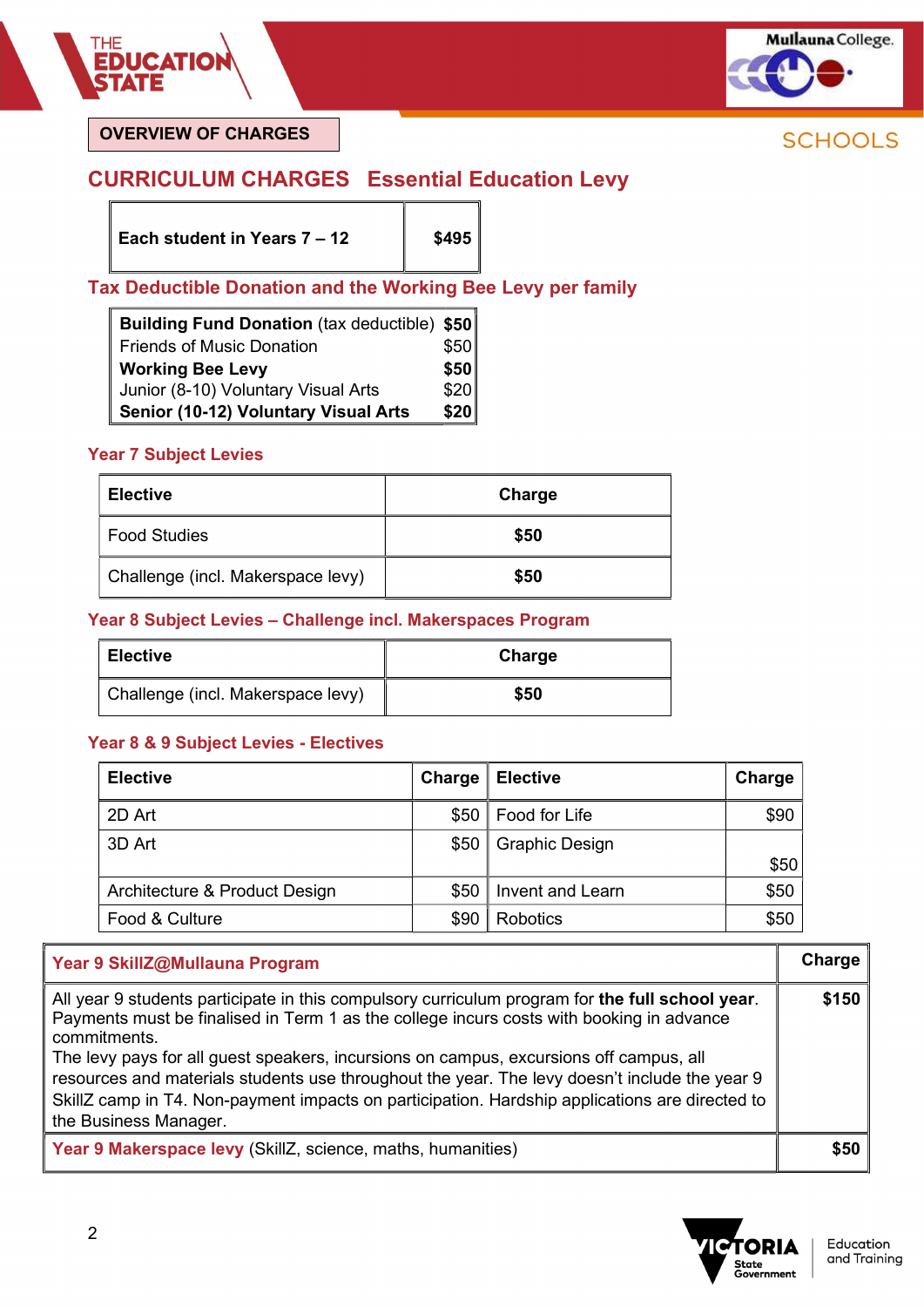OVERVIEW OF CHARGES

## CURRICULUM CHARGES Essential Education Levy

| Each student in Years 7 – 12 | $495 |
|---|---|

### Tax Deductible Donation and the Working Bee Levy per family

| | |
|---|---|
| **Building Fund Donation** (tax deductible) | **$50** |
| Friends of Music Donation | $50 |
| **Working Bee Levy** | **$50** |
| Junior (8-10) Voluntary Visual Arts | $20 |
| **Senior (10-12) Voluntary Visual Arts** | **$20** |

### Year 7 Subject Levies

| Elective | Charge |
|---|---|
| Food Studies | **$50** |
| Challenge (incl. Makerspace levy) | **$50** |

### Year 8 Subject Levies – Challenge incl. Makerspaces Program

| Elective | Charge |
|---|---|
| Challenge (incl. Makerspace levy) | **$50** |

### Year 8 & 9 Subject Levies - Electives

| Elective | Charge | Elective | Charge |
|---|---|---|---|
| 2D Art | $50 | Food for Life | $90 |
| 3D Art | $50 | Graphic Design | $50 |
| Architecture & Product Design | $50 | Invent and Learn | $50 |
| Food & Culture | $90 | Robotics | $50 |

| Year 9 SkillZ@Mullauna Program | Charge |
|---|---|
| All year 9 students participate in this compulsory curriculum program for **the full school year**. Payments must be finalised in Term 1 as the college incurs costs with booking in advance commitments. The levy pays for all guest speakers, incursions on campus, excursions off campus, all resources and materials students use throughout the year. The levy doesn't include the year 9 SkillZ camp in T4. Non-payment impacts on participation. Hardship applications are directed to the Business Manager. | **$150** |
| **Year 9 Makerspace levy** (SkillZ, science, maths, humanities) | **$50** |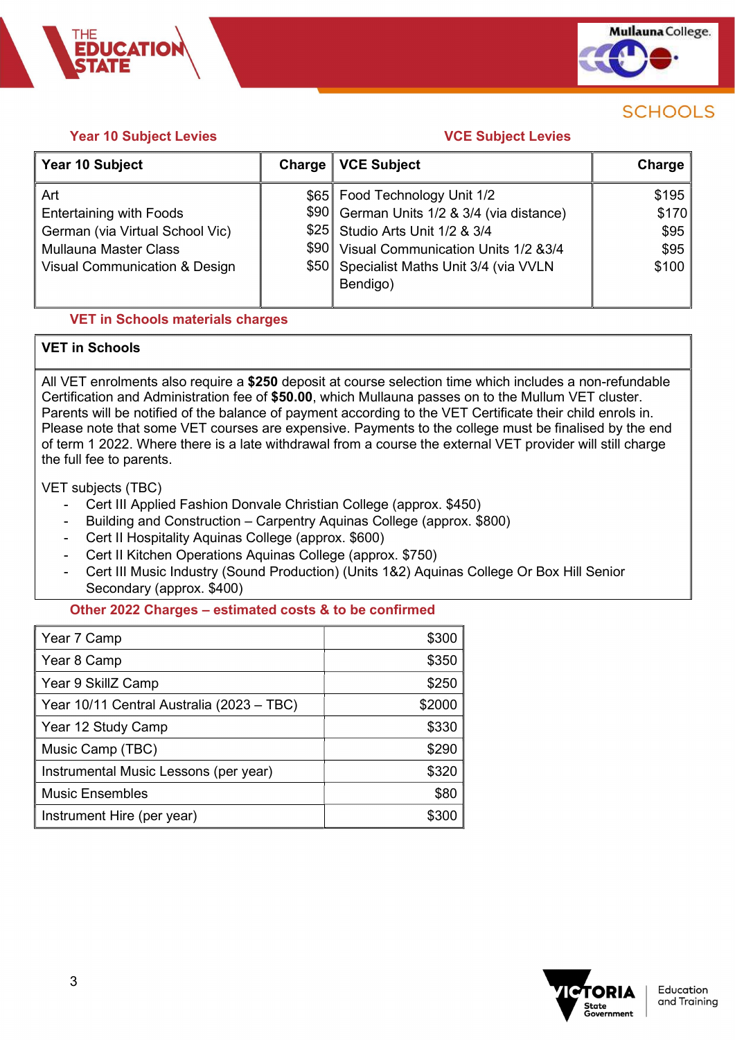### Year 10 Subject Levies

| Year 10 Subject | Charge |
|---|---|
| Art | $65 |
| Entertaining with Foods | $90 |
| German (via Virtual School Vic) | $25 |
| Mullauna Master Class | $90 |
| Visual Communication & Design | $50 |

### VCE Subject Levies

| VCE Subject | Charge |
|---|---|
| Food Technology Unit 1/2 | $195 |
| German Units 1/2 & 3/4 (via distance) | $170 |
| Studio Arts Unit 1/2 & 3/4 | $95 |
| Visual Communication Units 1/2 &3/4 | $95 |
| Specialist Maths Unit 3/4 (via VVLN Bendigo) | $100 |

### VET in Schools materials charges

**VET in Schools**

All VET enrolments also require a **$250** deposit at course selection time which includes a non-refundable Certification and Administration fee of **$50.00**, which Mullauna passes on to the Mullum VET cluster. Parents will be notified of the balance of payment according to the VET Certificate their child enrols in. Please note that some VET courses are expensive. Payments to the college must be finalised by the end of term 1 2022. Where there is a late withdrawal from a course the external VET provider will still charge the full fee to parents.

VET subjects (TBC)

- Cert III Applied Fashion Donvale Christian College (approx. $450)
- Building and Construction – Carpentry Aquinas College (approx. $800)
- Cert II Hospitality Aquinas College (approx. $600)
- Cert II Kitchen Operations Aquinas College (approx. $750)
- Cert III Music Industry (Sound Production) (Units 1&2) Aquinas College Or Box Hill Senior Secondary (approx. $400)

### Other 2022 Charges – estimated costs & to be confirmed

| Item | Charge |
|---|---|
| Year 7 Camp | $300 |
| Year 8 Camp | $350 |
| Year 9 SkillZ Camp | $250 |
| Year 10/11 Central Australia (2023 – TBC) | $2000 |
| Year 12 Study Camp | $330 |
| Music Camp (TBC) | $290 |
| Instrumental Music Lessons (per year) | $320 |
| Music Ensembles | $80 |
| Instrument Hire (per year) | $300 |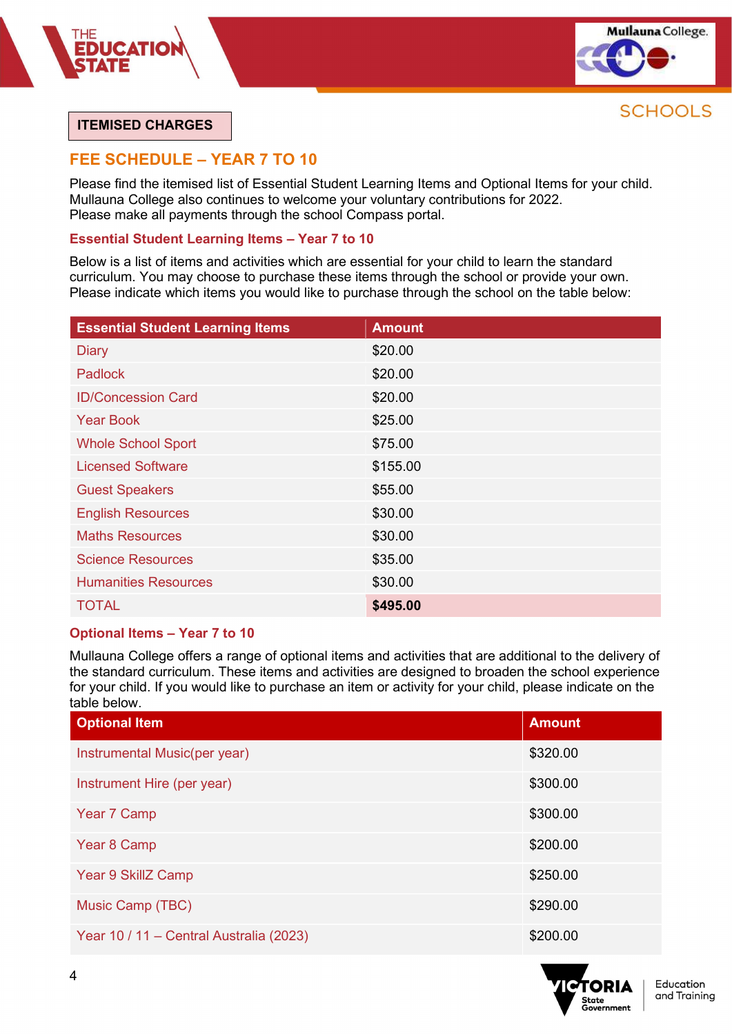**ITEMISED CHARGES**

## FEE SCHEDULE – YEAR 7 TO 10

Please find the itemised list of Essential Student Learning Items and Optional Items for your child. Mullauna College also continues to welcome your voluntary contributions for 2022.
Please make all payments through the school Compass portal.

### Essential Student Learning Items – Year 7 to 10

Below is a list of items and activities which are essential for your child to learn the standard curriculum. You may choose to purchase these items through the school or provide your own. Please indicate which items you would like to purchase through the school on the table below:

| Essential Student Learning Items | Amount |
|---|---|
| Diary | $20.00 |
| Padlock | $20.00 |
| ID/Concession Card | $20.00 |
| Year Book | $25.00 |
| Whole School Sport | $75.00 |
| Licensed Software | $155.00 |
| Guest Speakers | $55.00 |
| English Resources | $30.00 |
| Maths Resources | $30.00 |
| Science Resources | $35.00 |
| Humanities Resources | $30.00 |
| TOTAL | **$495.00** |

### Optional Items – Year 7 to 10

Mullauna College offers a range of optional items and activities that are additional to the delivery of the standard curriculum. These items and activities are designed to broaden the school experience for your child. If you would like to purchase an item or activity for your child, please indicate on the table below.

| Optional Item | Amount |
|---|---|
| Instrumental Music(per year) | $320.00 |
| Instrument Hire (per year) | $300.00 |
| Year 7 Camp | $300.00 |
| Year 8 Camp | $200.00 |
| Year 9 SkillZ Camp | $250.00 |
| Music Camp (TBC) | $290.00 |
| Year 10 / 11 – Central Australia (2023) | $200.00 |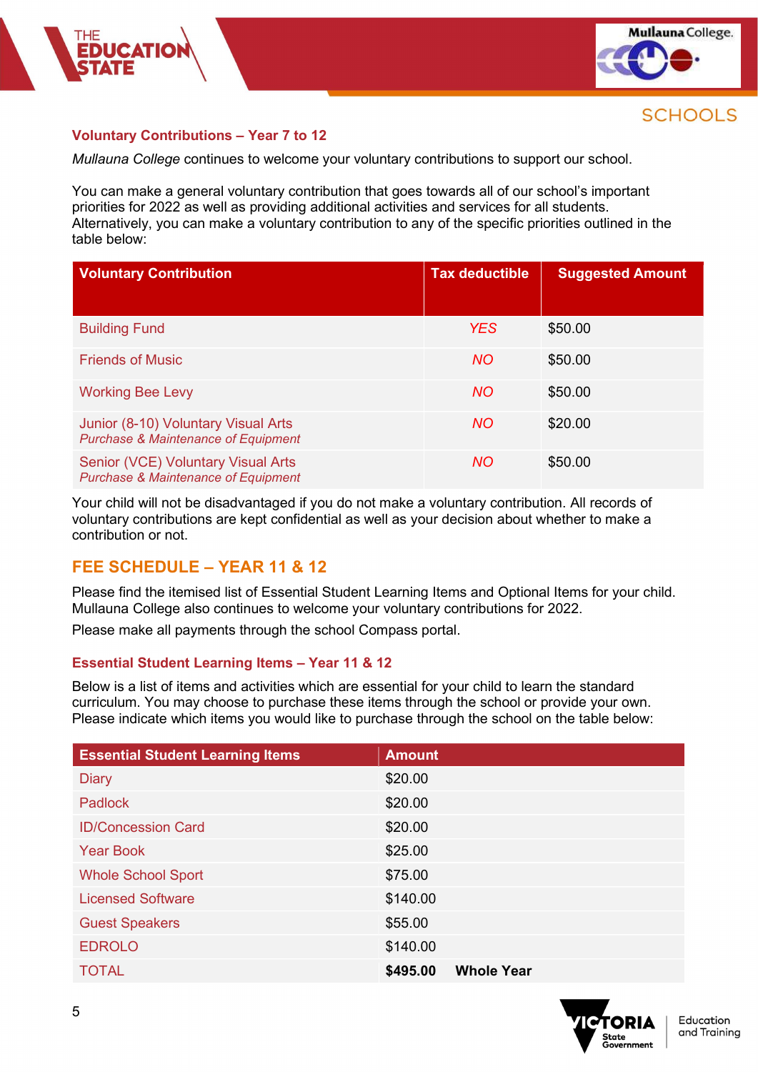### Voluntary Contributions – Year 7 to 12

*Mullauna College* continues to welcome your voluntary contributions to support our school.

You can make a general voluntary contribution that goes towards all of our school's important priorities for 2022 as well as providing additional activities and services for all students. Alternatively, you can make a voluntary contribution to any of the specific priorities outlined in the table below:

| Voluntary Contribution | Tax deductible | Suggested Amount |
|---|---|---|
| Building Fund | *YES* | $50.00 |
| Friends of Music | *NO* | $50.00 |
| Working Bee Levy | *NO* | $50.00 |
| Junior (8-10) Voluntary Visual Arts<br>*Purchase & Maintenance of Equipment* | *NO* | $20.00 |
| Senior (VCE) Voluntary Visual Arts<br>*Purchase & Maintenance of Equipment* | *NO* | $50.00 |

Your child will not be disadvantaged if you do not make a voluntary contribution. All records of voluntary contributions are kept confidential as well as your decision about whether to make a contribution or not.

## FEE SCHEDULE – YEAR 11 & 12

Please find the itemised list of Essential Student Learning Items and Optional Items for your child. Mullauna College also continues to welcome your voluntary contributions for 2022.

Please make all payments through the school Compass portal.

### Essential Student Learning Items – Year 11 & 12

Below is a list of items and activities which are essential for your child to learn the standard curriculum. You may choose to purchase these items through the school or provide your own. Please indicate which items you would like to purchase through the school on the table below:

| Essential Student Learning Items | Amount |
|---|---|
| Diary | $20.00 |
| Padlock | $20.00 |
| ID/Concession Card | $20.00 |
| Year Book | $25.00 |
| Whole School Sport | $75.00 |
| Licensed Software | $140.00 |
| Guest Speakers | $55.00 |
| EDROLO | $140.00 |
| TOTAL | **$495.00 Whole Year** |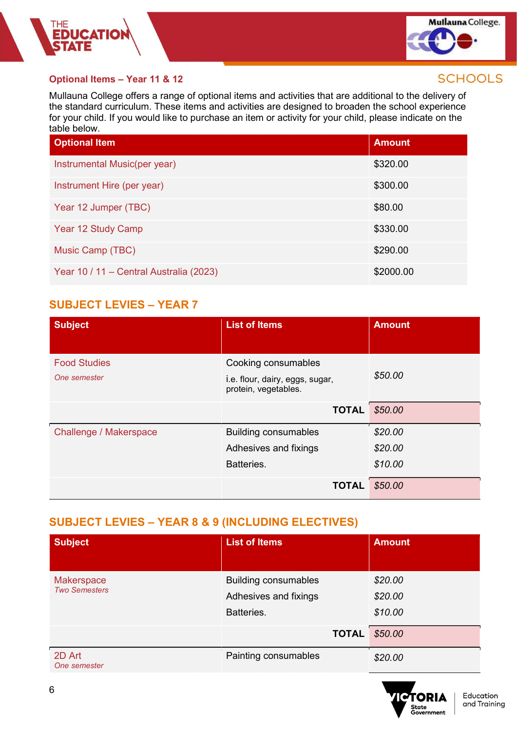### Optional Items – Year 11 & 12

Mullauna College offers a range of optional items and activities that are additional to the delivery of the standard curriculum. These items and activities are designed to broaden the school experience for your child. If you would like to purchase an item or activity for your child, please indicate on the table below.

| Optional Item | Amount |
|---|---|
| Instrumental Music(per year) | $320.00 |
| Instrument Hire (per year) | $300.00 |
| Year 12 Jumper (TBC) | $80.00 |
| Year 12 Study Camp | $330.00 |
| Music Camp (TBC) | $290.00 |
| Year 10 / 11 – Central Australia (2023) | $2000.00 |

## SUBJECT LEVIES – YEAR 7

| Subject | List of Items | Amount |
|---|---|---|
| Food Studies<br>*One semester* | Cooking consumables<br>i.e. flour, dairy, eggs, sugar, protein, vegetables. | *$50.00* |
| | **TOTAL** | *$50.00* |
| Challenge / Makerspace | Building consumables<br>Adhesives and fixings<br>Batteries. | *$20.00*<br>*$20.00*<br>*$10.00* |
| | **TOTAL** | *$50.00* |

## SUBJECT LEVIES – YEAR 8 & 9 (INCLUDING ELECTIVES)

| Subject | List of Items | Amount |
|---|---|---|
| Makerspace<br>*Two Semesters* | Building consumables<br>Adhesives and fixings<br>Batteries. | *$20.00*<br>*$20.00*<br>*$10.00* |
| | **TOTAL** | *$50.00* |
| 2D Art<br>*One semester* | Painting consumables | *$20.00* |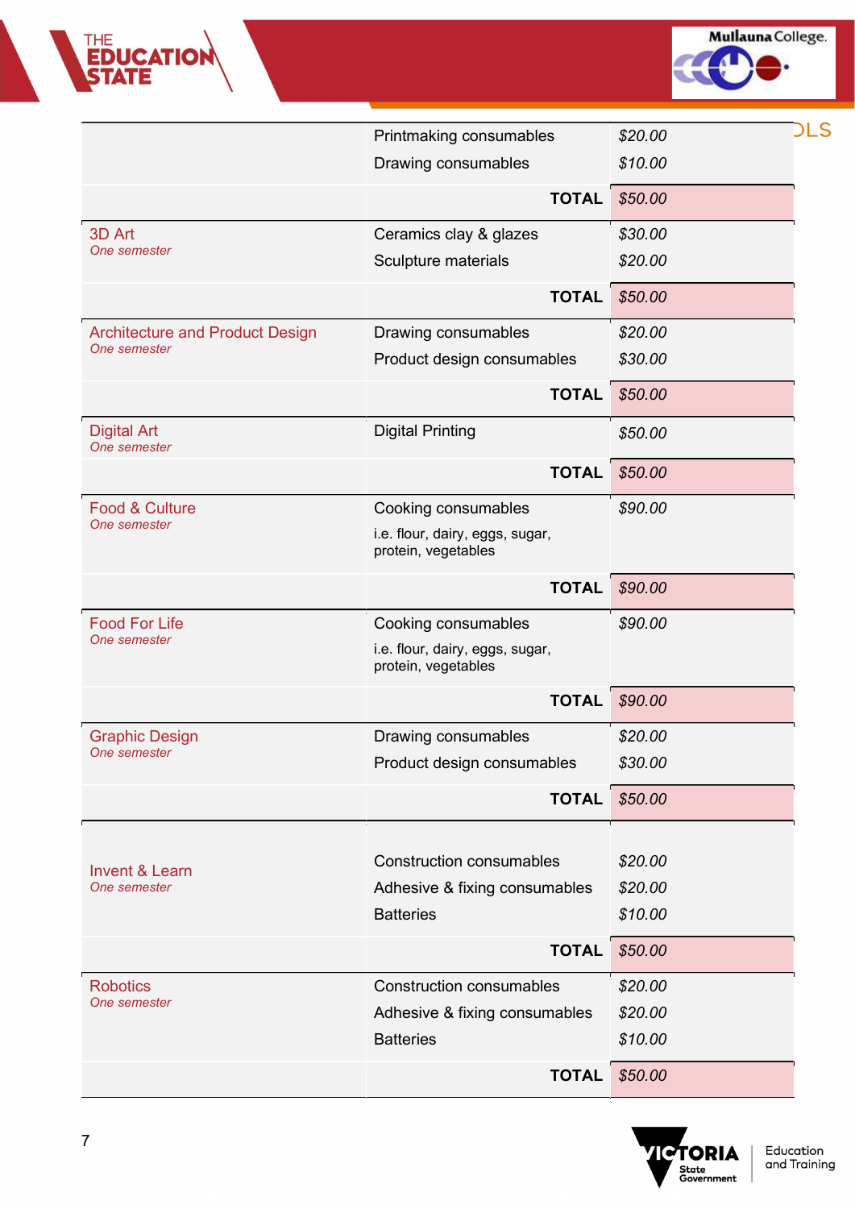| | | |
|---|---|---|
| | Printmaking consumables | *$20.00* |
| | Drawing consumables | *$10.00* |
| | **TOTAL** | *$50.00* |
| 3D Art<br>*One semester* | Ceramics clay & glazes | *$30.00* |
| | Sculpture materials | *$20.00* |
| | **TOTAL** | *$50.00* |
| Architecture and Product Design<br>*One semester* | Drawing consumables | *$20.00* |
| | Product design consumables | *$30.00* |
| | **TOTAL** | *$50.00* |
| Digital Art<br>*One semester* | Digital Printing | *$50.00* |
| | **TOTAL** | *$50.00* |
| Food & Culture<br>*One semester* | Cooking consumables<br>i.e. flour, dairy, eggs, sugar, protein, vegetables | *$90.00* |
| | **TOTAL** | *$90.00* |
| Food For Life<br>*One semester* | Cooking consumables<br>i.e. flour, dairy, eggs, sugar, protein, vegetables | *$90.00* |
| | **TOTAL** | *$90.00* |
| Graphic Design<br>*One semester* | Drawing consumables | *$20.00* |
| | Product design consumables | *$30.00* |
| | **TOTAL** | *$50.00* |
| Invent & Learn<br>*One semester* | Construction consumables | *$20.00* |
| | Adhesive & fixing consumables | *$20.00* |
| | Batteries | *$10.00* |
| | **TOTAL** | *$50.00* |
| Robotics<br>*One semester* | Construction consumables | *$20.00* |
| | Adhesive & fixing consumables | *$20.00* |
| | Batteries | *$10.00* |
| | **TOTAL** | *$50.00* |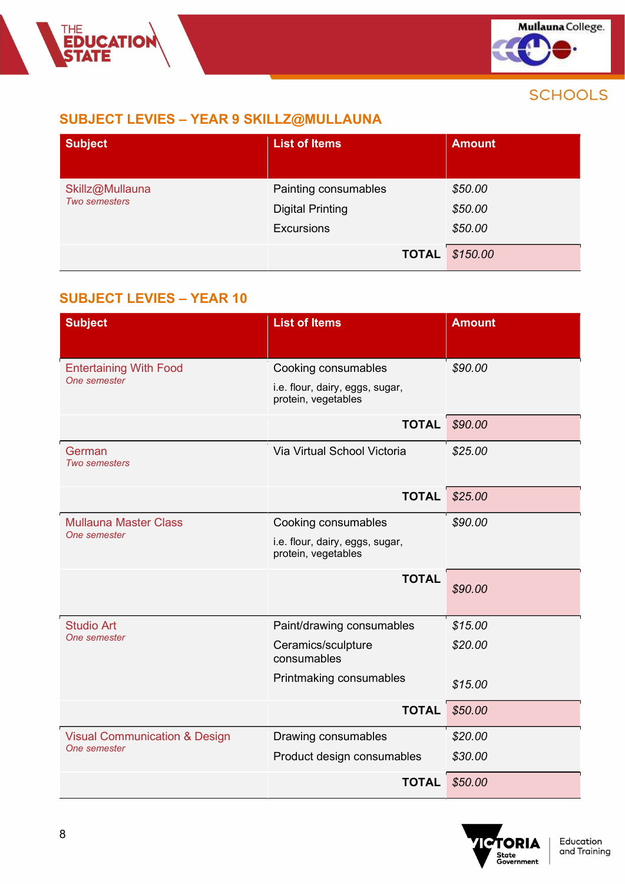## SUBJECT LEVIES – YEAR 9 SKILLZ@MULLAUNA

| Subject | List of Items | Amount |
|---|---|---|
| Skillz@Mullauna *Two semesters* | Painting consumables | *$50.00* |
| | Digital Printing | *$50.00* |
| | Excursions | *$50.00* |
| | **TOTAL** | *$150.00* |

## SUBJECT LEVIES – YEAR 10

| Subject | List of Items | Amount |
|---|---|---|
| Entertaining With Food *One semester* | Cooking consumables i.e. flour, dairy, eggs, sugar, protein, vegetables | *$90.00* |
| | **TOTAL** | *$90.00* |
| German *Two semesters* | Via Virtual School Victoria | *$25.00* |
| | **TOTAL** | *$25.00* |
| Mullauna Master Class *One semester* | Cooking consumables i.e. flour, dairy, eggs, sugar, protein, vegetables | *$90.00* |
| | **TOTAL** | *$90.00* |
| Studio Art *One semester* | Paint/drawing consumables | *$15.00* |
| | Ceramics/sculpture consumables | *$20.00* |
| | Printmaking consumables | *$15.00* |
| | **TOTAL** | *$50.00* |
| Visual Communication & Design *One semester* | Drawing consumables | *$20.00* |
| | Product design consumables | *$30.00* |
| | **TOTAL** | *$50.00* |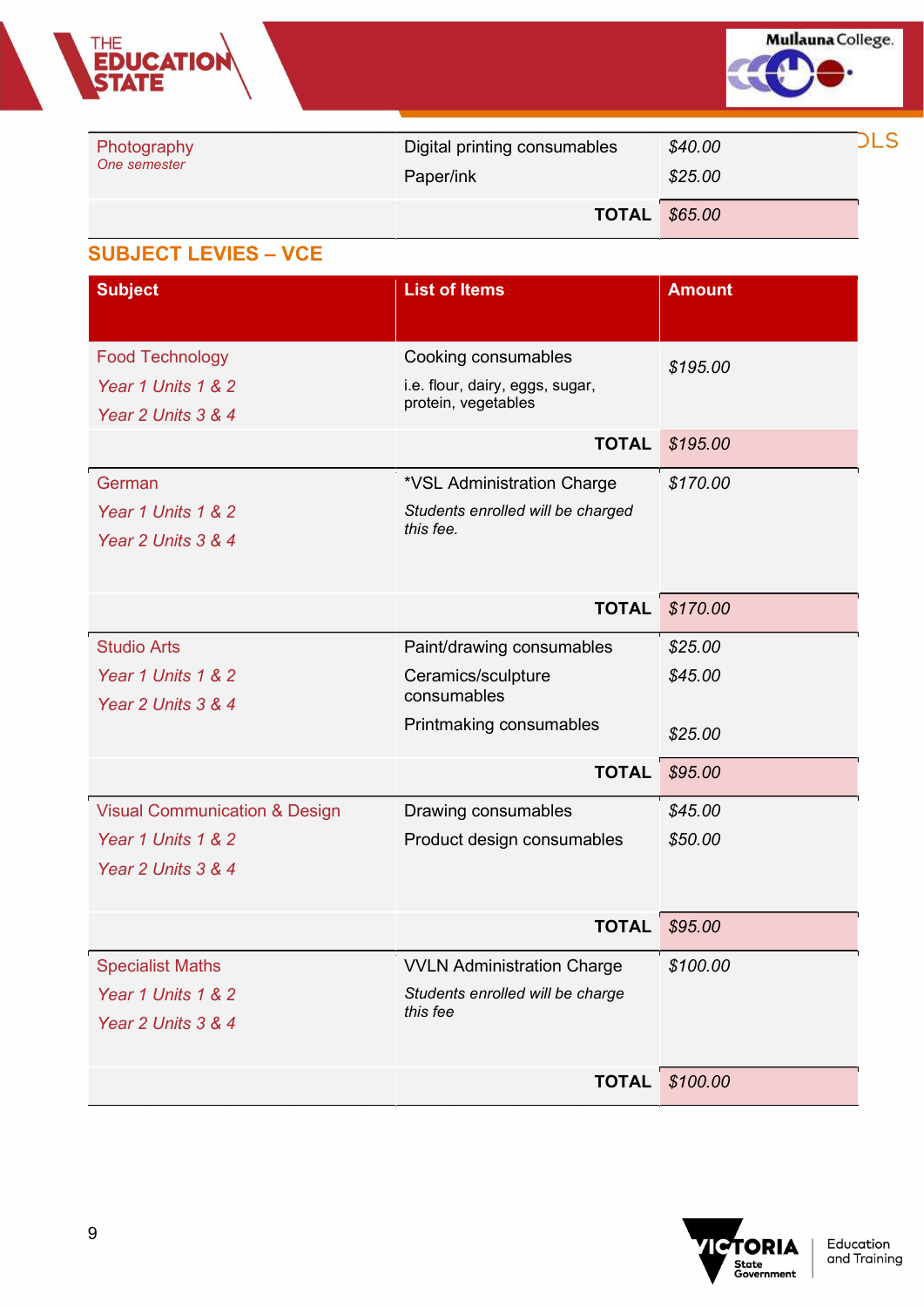| Photography *One semester* | Digital printing consumables | *$40.00* |
|---|---|---|
| | Paper/ink | *$25.00* |
| | **TOTAL** | *$65.00* |

## SUBJECT LEVIES – VCE

| Subject | List of Items | Amount |
|---|---|---|
| Food Technology *Year 1 Units 1 & 2* *Year 2 Units 3 & 4* | Cooking consumables i.e. flour, dairy, eggs, sugar, protein, vegetables | *$195.00* |
| | **TOTAL** | *$195.00* |
| German *Year 1 Units 1 & 2* *Year 2 Units 3 & 4* | *VSL Administration Charge *Students enrolled will be charged this fee.* | *$170.00* |
| | **TOTAL** | *$170.00* |
| Studio Arts *Year 1 Units 1 & 2* *Year 2 Units 3 & 4* | Paint/drawing consumables | *$25.00* |
| | Ceramics/sculpture consumables | *$45.00* |
| | Printmaking consumables | *$25.00* |
| | **TOTAL** | *$95.00* |
| Visual Communication & Design *Year 1 Units 1 & 2* *Year 2 Units 3 & 4* | Drawing consumables | *$45.00* |
| | Product design consumables | *$50.00* |
| | **TOTAL** | *$95.00* |
| Specialist Maths *Year 1 Units 1 & 2* *Year 2 Units 3 & 4* | VVLN Administration Charge *Students enrolled will be charge this fee* | *$100.00* |
| | **TOTAL** | *$100.00* |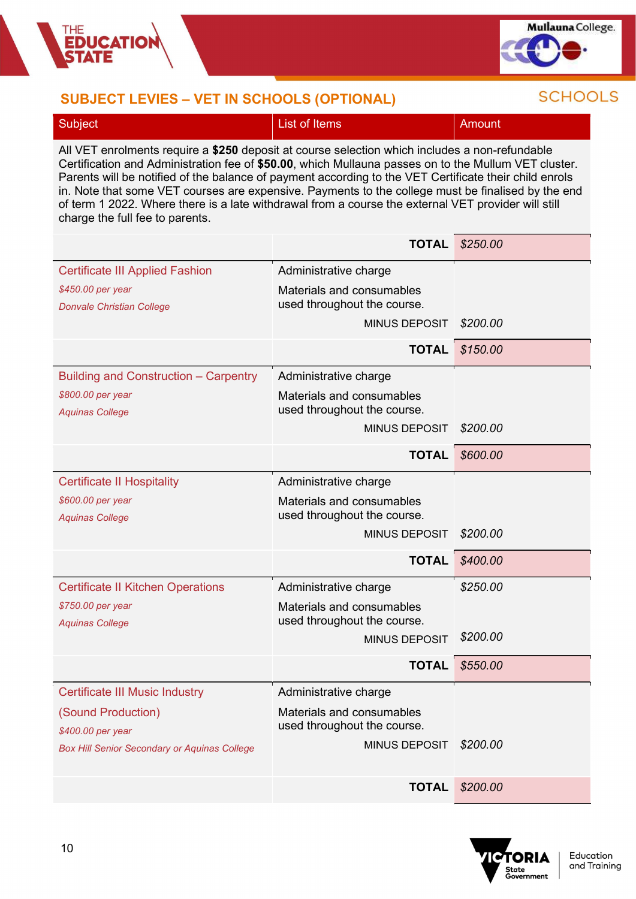## SUBJECT LEVIES – VET IN SCHOOLS (OPTIONAL)

| Subject | List of Items | Amount |
|---|---|---|
| All VET enrolments require a **$250** deposit at course selection which includes a non-refundable Certification and Administration fee of **$50.00**, which Mullauna passes on to the Mullum VET cluster. Parents will be notified of the balance of payment according to the VET Certificate their child enrols in. Note that some VET courses are expensive. Payments to the college must be finalised by the end of term 1 2022. Where there is a late withdrawal from a course the external VET provider will still charge the full fee to parents. | | |
| | **TOTAL** | *$250.00* |
| Certificate III Applied Fashion<br>*$450.00 per year*<br>*Donvale Christian College* | Administrative charge<br>Materials and consumables used throughout the course.<br>MINUS DEPOSIT | *$200.00* |
| | **TOTAL** | *$150.00* |
| Building and Construction – Carpentry<br>*$800.00 per year*<br>*Aquinas College* | Administrative charge<br>Materials and consumables used throughout the course.<br>MINUS DEPOSIT | *$200.00* |
| | **TOTAL** | *$600.00* |
| Certificate II Hospitality<br>*$600.00 per year*<br>*Aquinas College* | Administrative charge<br>Materials and consumables used throughout the course.<br>MINUS DEPOSIT | *$200.00* |
| | **TOTAL** | *$400.00* |
| Certificate II Kitchen Operations<br>*$750.00 per year*<br>*Aquinas College* | Administrative charge<br>Materials and consumables used throughout the course.<br>MINUS DEPOSIT | *$250.00*<br>*$200.00* |
| | **TOTAL** | *$550.00* |
| Certificate III Music Industry (Sound Production)<br>*$400.00 per year*<br>*Box Hill Senior Secondary or Aquinas College* | Administrative charge<br>Materials and consumables used throughout the course.<br>MINUS DEPOSIT | *$200.00* |
| | **TOTAL** | *$200.00* |